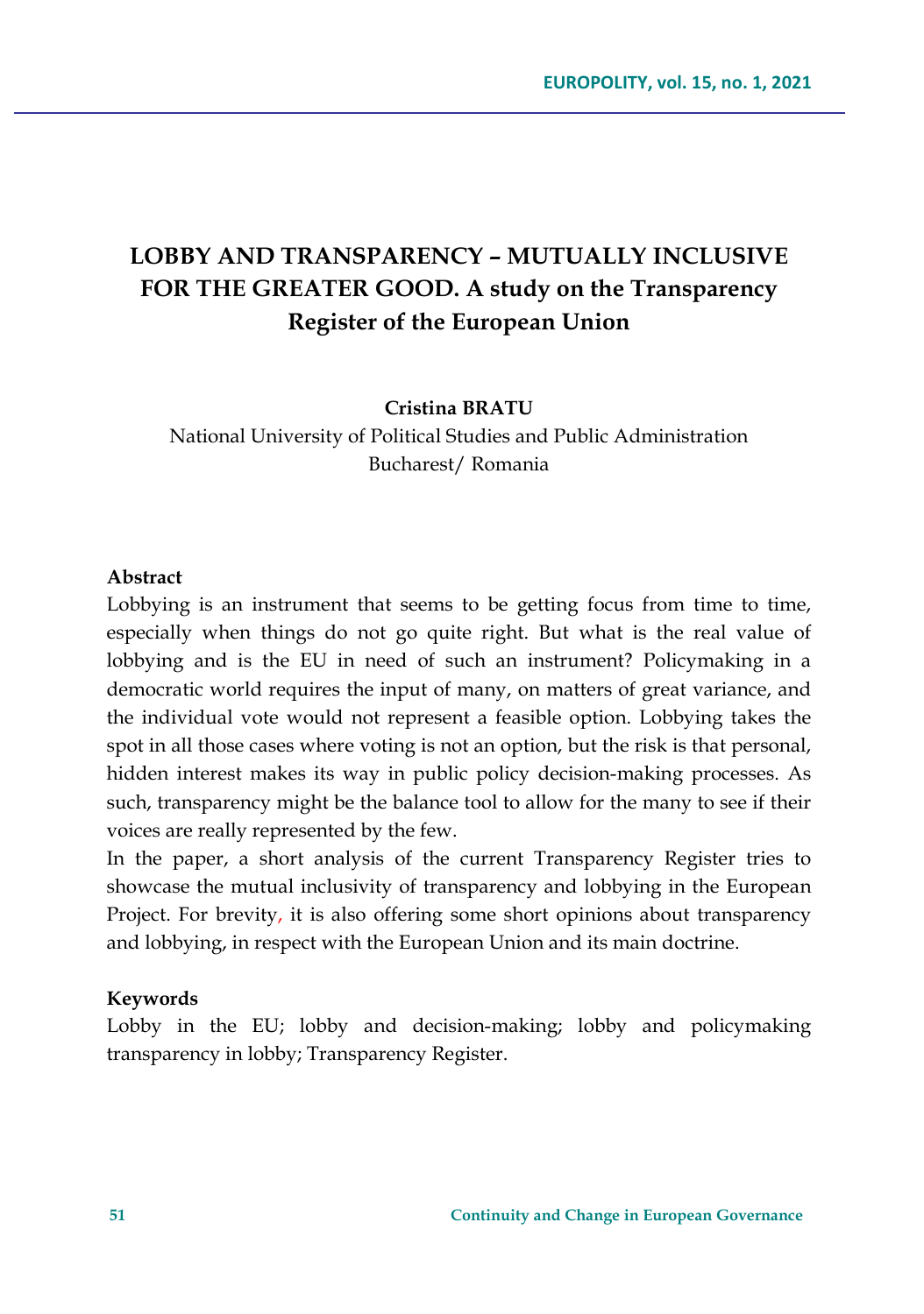# LOBBY AND TRANSPARENCY – MUTUALLY INCLUSIVE FOR THE GREATER GOOD. A study on the Transparency Register of the European Union

**Cristina BRATU**

National University of Political Studies and Public Administration
Bucharest/ Romania

**Abstract**

Lobbying is an instrument that seems to be getting focus from time to time, especially when things do not go quite right. But what is the real value of lobbying and is the EU in need of such an instrument? Policymaking in a democratic world requires the input of many, on matters of great variance, and the individual vote would not represent a feasible option. Lobbying takes the spot in all those cases where voting is not an option, but the risk is that personal, hidden interest makes its way in public policy decision-making processes. As such, transparency might be the balance tool to allow for the many to see if their voices are really represented by the few.

In the paper, a short analysis of the current Transparency Register tries to showcase the mutual inclusivity of transparency and lobbying in the European Project. For brevity, it is also offering some short opinions about transparency and lobbying, in respect with the European Union and its main doctrine.

**Keywords**

Lobby in the EU; lobby and decision-making; lobby and policymaking transparency in lobby; Transparency Register.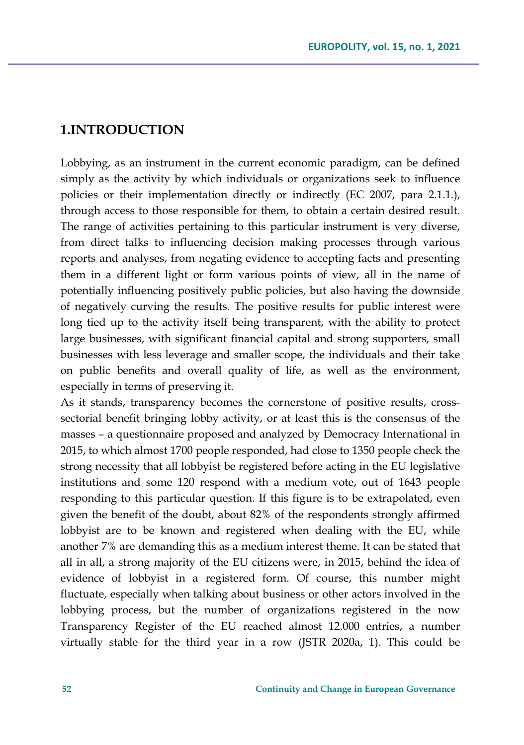## 1.INTRODUCTION

Lobbying, as an instrument in the current economic paradigm, can be defined simply as the activity by which individuals or organizations seek to influence policies or their implementation directly or indirectly (EC 2007, para 2.1.1.), through access to those responsible for them, to obtain a certain desired result. The range of activities pertaining to this particular instrument is very diverse, from direct talks to influencing decision making processes through various reports and analyses, from negating evidence to accepting facts and presenting them in a different light or form various points of view, all in the name of potentially influencing positively public policies, but also having the downside of negatively curving the results. The positive results for public interest were long tied up to the activity itself being transparent, with the ability to protect large businesses, with significant financial capital and strong supporters, small businesses with less leverage and smaller scope, the individuals and their take on public benefits and overall quality of life, as well as the environment, especially in terms of preserving it.

As it stands, transparency becomes the cornerstone of positive results, cross-sectorial benefit bringing lobby activity, or at least this is the consensus of the masses – a questionnaire proposed and analyzed by Democracy International in 2015, to which almost 1700 people responded, had close to 1350 people check the strong necessity that all lobbyist be registered before acting in the EU legislative institutions and some 120 respond with a medium vote, out of 1643 people responding to this particular question. If this figure is to be extrapolated, even given the benefit of the doubt, about 82% of the respondents strongly affirmed lobbyist are to be known and registered when dealing with the EU, while another 7% are demanding this as a medium interest theme. It can be stated that all in all, a strong majority of the EU citizens were, in 2015, behind the idea of evidence of lobbyist in a registered form. Of course, this number might fluctuate, especially when talking about business or other actors involved in the lobbying process, but the number of organizations registered in the now Transparency Register of the EU reached almost 12.000 entries, a number virtually stable for the third year in a row (JSTR 2020a, 1). This could be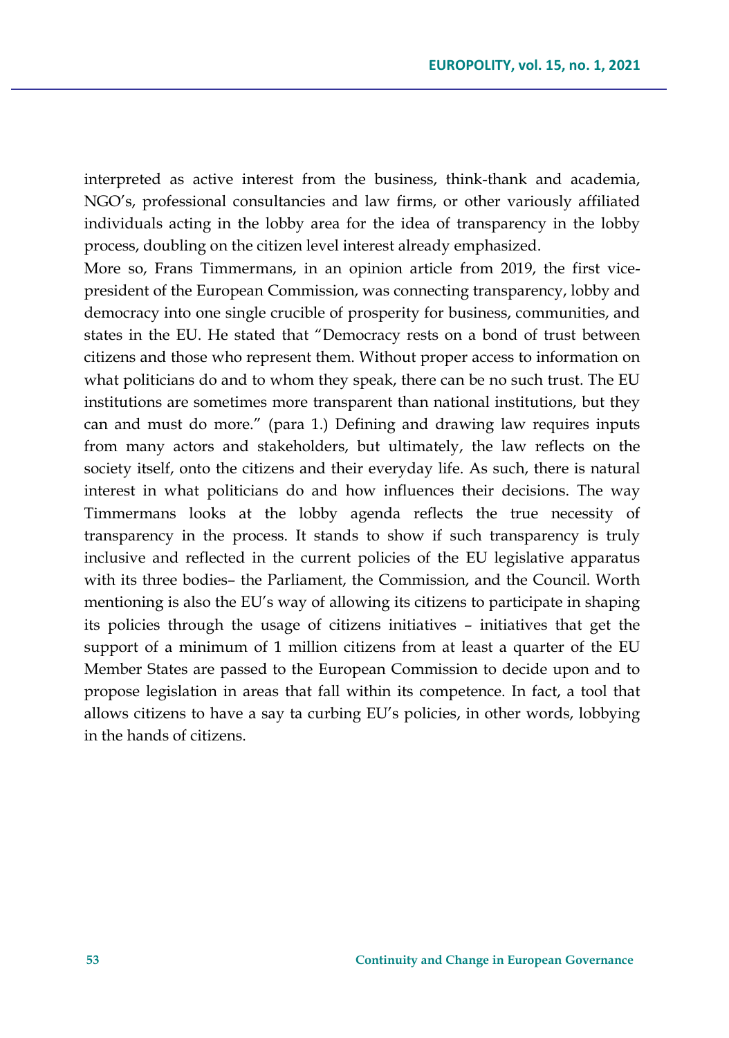interpreted as active interest from the business, think-thank and academia, NGO's, professional consultancies and law firms, or other variously affiliated individuals acting in the lobby area for the idea of transparency in the lobby process, doubling on the citizen level interest already emphasized.

More so, Frans Timmermans, in an opinion article from 2019, the first vice-president of the European Commission, was connecting transparency, lobby and democracy into one single crucible of prosperity for business, communities, and states in the EU. He stated that "Democracy rests on a bond of trust between citizens and those who represent them. Without proper access to information on what politicians do and to whom they speak, there can be no such trust. The EU institutions are sometimes more transparent than national institutions, but they can and must do more." (para 1.) Defining and drawing law requires inputs from many actors and stakeholders, but ultimately, the law reflects on the society itself, onto the citizens and their everyday life. As such, there is natural interest in what politicians do and how influences their decisions. The way Timmermans looks at the lobby agenda reflects the true necessity of transparency in the process. It stands to show if such transparency is truly inclusive and reflected in the current policies of the EU legislative apparatus with its three bodies– the Parliament, the Commission, and the Council. Worth mentioning is also the EU's way of allowing its citizens to participate in shaping its policies through the usage of citizens initiatives – initiatives that get the support of a minimum of 1 million citizens from at least a quarter of the EU Member States are passed to the European Commission to decide upon and to propose legislation in areas that fall within its competence. In fact, a tool that allows citizens to have a say ta curbing EU's policies, in other words, lobbying in the hands of citizens.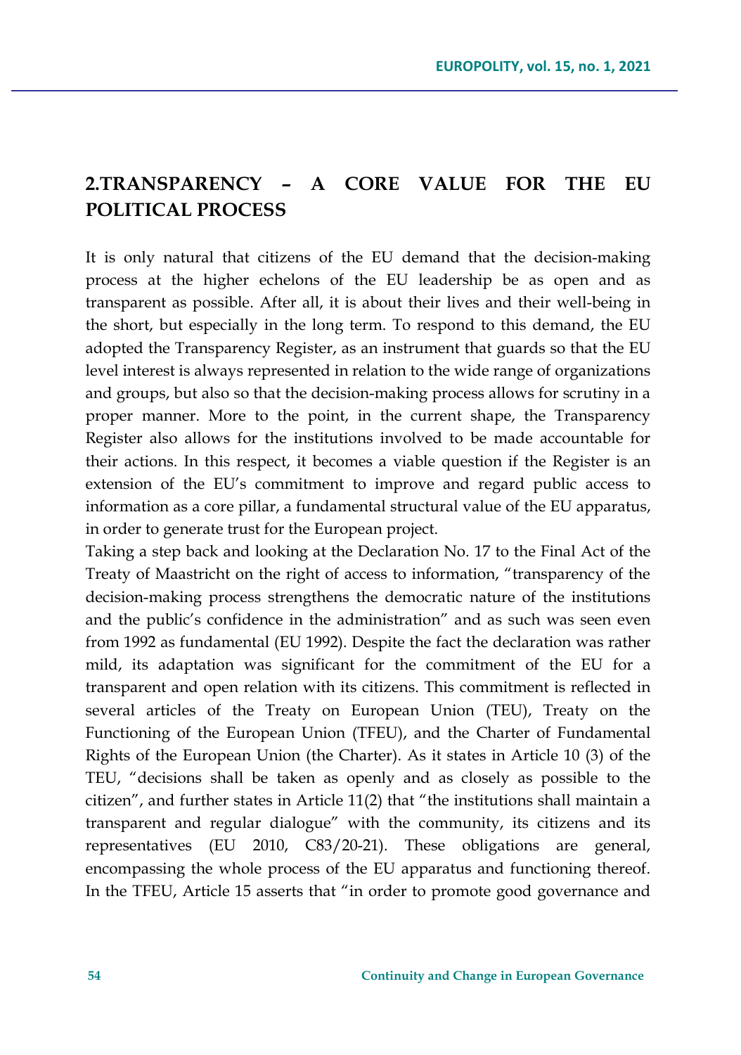## 2.TRANSPARENCY – A CORE VALUE FOR THE EU POLITICAL PROCESS

It is only natural that citizens of the EU demand that the decision-making process at the higher echelons of the EU leadership be as open and as transparent as possible. After all, it is about their lives and their well-being in the short, but especially in the long term. To respond to this demand, the EU adopted the Transparency Register, as an instrument that guards so that the EU level interest is always represented in relation to the wide range of organizations and groups, but also so that the decision-making process allows for scrutiny in a proper manner. More to the point, in the current shape, the Transparency Register also allows for the institutions involved to be made accountable for their actions. In this respect, it becomes a viable question if the Register is an extension of the EU's commitment to improve and regard public access to information as a core pillar, a fundamental structural value of the EU apparatus, in order to generate trust for the European project.

Taking a step back and looking at the Declaration No. 17 to the Final Act of the Treaty of Maastricht on the right of access to information, "transparency of the decision-making process strengthens the democratic nature of the institutions and the public's confidence in the administration" and as such was seen even from 1992 as fundamental (EU 1992). Despite the fact the declaration was rather mild, its adaptation was significant for the commitment of the EU for a transparent and open relation with its citizens. This commitment is reflected in several articles of the Treaty on European Union (TEU), Treaty on the Functioning of the European Union (TFEU), and the Charter of Fundamental Rights of the European Union (the Charter). As it states in Article 10 (3) of the TEU, "decisions shall be taken as openly and as closely as possible to the citizen", and further states in Article 11(2) that "the institutions shall maintain a transparent and regular dialogue" with the community, its citizens and its representatives (EU 2010, C83/20-21). These obligations are general, encompassing the whole process of the EU apparatus and functioning thereof. In the TFEU, Article 15 asserts that "in order to promote good governance and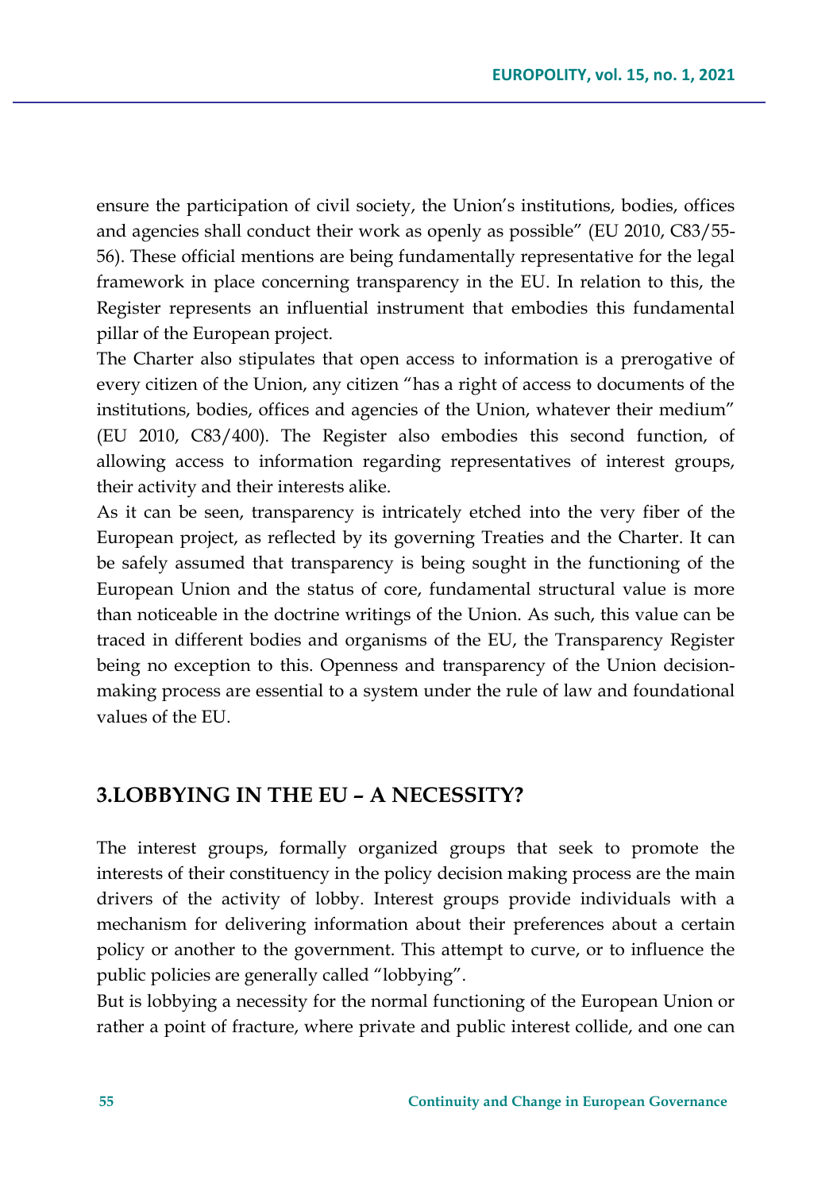ensure the participation of civil society, the Union's institutions, bodies, offices and agencies shall conduct their work as openly as possible" (EU 2010, C83/55-56). These official mentions are being fundamentally representative for the legal framework in place concerning transparency in the EU. In relation to this, the Register represents an influential instrument that embodies this fundamental pillar of the European project.

The Charter also stipulates that open access to information is a prerogative of every citizen of the Union, any citizen "has a right of access to documents of the institutions, bodies, offices and agencies of the Union, whatever their medium" (EU 2010, C83/400). The Register also embodies this second function, of allowing access to information regarding representatives of interest groups, their activity and their interests alike.

As it can be seen, transparency is intricately etched into the very fiber of the European project, as reflected by its governing Treaties and the Charter. It can be safely assumed that transparency is being sought in the functioning of the European Union and the status of core, fundamental structural value is more than noticeable in the doctrine writings of the Union. As such, this value can be traced in different bodies and organisms of the EU, the Transparency Register being no exception to this. Openness and transparency of the Union decision-making process are essential to a system under the rule of law and foundational values of the EU.

## 3.LOBBYING IN THE EU – A NECESSITY?

The interest groups, formally organized groups that seek to promote the interests of their constituency in the policy decision making process are the main drivers of the activity of lobby. Interest groups provide individuals with a mechanism for delivering information about their preferences about a certain policy or another to the government. This attempt to curve, or to influence the public policies are generally called "lobbying".

But is lobbying a necessity for the normal functioning of the European Union or rather a point of fracture, where private and public interest collide, and one can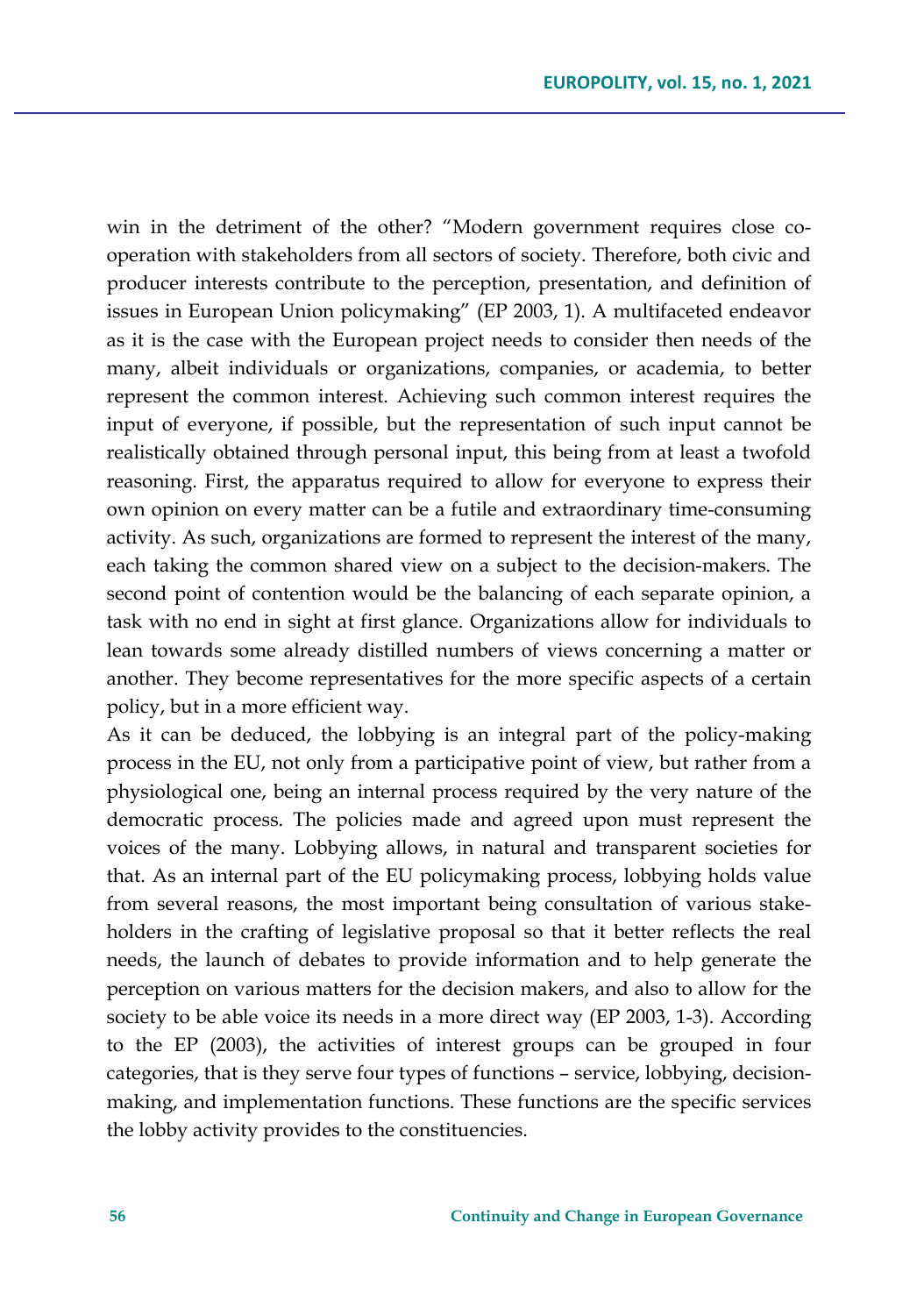win in the detriment of the other? "Modern government requires close co-operation with stakeholders from all sectors of society. Therefore, both civic and producer interests contribute to the perception, presentation, and definition of issues in European Union policymaking" (EP 2003, 1). A multifaceted endeavor as it is the case with the European project needs to consider then needs of the many, albeit individuals or organizations, companies, or academia, to better represent the common interest. Achieving such common interest requires the input of everyone, if possible, but the representation of such input cannot be realistically obtained through personal input, this being from at least a twofold reasoning. First, the apparatus required to allow for everyone to express their own opinion on every matter can be a futile and extraordinary time-consuming activity. As such, organizations are formed to represent the interest of the many, each taking the common shared view on a subject to the decision-makers. The second point of contention would be the balancing of each separate opinion, a task with no end in sight at first glance. Organizations allow for individuals to lean towards some already distilled numbers of views concerning a matter or another. They become representatives for the more specific aspects of a certain policy, but in a more efficient way.

As it can be deduced, the lobbying is an integral part of the policy-making process in the EU, not only from a participative point of view, but rather from a physiological one, being an internal process required by the very nature of the democratic process. The policies made and agreed upon must represent the voices of the many. Lobbying allows, in natural and transparent societies for that. As an internal part of the EU policymaking process, lobbying holds value from several reasons, the most important being consultation of various stake-holders in the crafting of legislative proposal so that it better reflects the real needs, the launch of debates to provide information and to help generate the perception on various matters for the decision makers, and also to allow for the society to be able voice its needs in a more direct way (EP 2003, 1-3). According to the EP (2003), the activities of interest groups can be grouped in four categories, that is they serve four types of functions – service, lobbying, decision-making, and implementation functions. These functions are the specific services the lobby activity provides to the constituencies.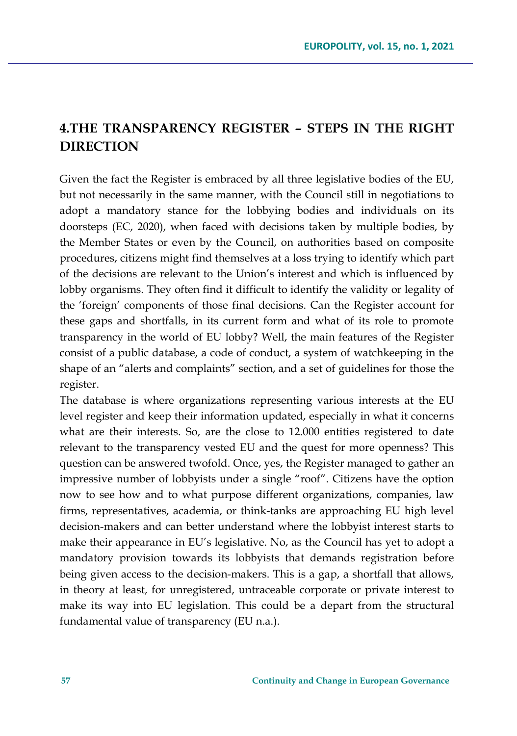## 4.THE TRANSPARENCY REGISTER – STEPS IN THE RIGHT DIRECTION

Given the fact the Register is embraced by all three legislative bodies of the EU, but not necessarily in the same manner, with the Council still in negotiations to adopt a mandatory stance for the lobbying bodies and individuals on its doorsteps (EC, 2020), when faced with decisions taken by multiple bodies, by the Member States or even by the Council, on authorities based on composite procedures, citizens might find themselves at a loss trying to identify which part of the decisions are relevant to the Union's interest and which is influenced by lobby organisms. They often find it difficult to identify the validity or legality of the 'foreign' components of those final decisions. Can the Register account for these gaps and shortfalls, in its current form and what of its role to promote transparency in the world of EU lobby? Well, the main features of the Register consist of a public database, a code of conduct, a system of watchkeeping in the shape of an "alerts and complaints" section, and a set of guidelines for those the register.

The database is where organizations representing various interests at the EU level register and keep their information updated, especially in what it concerns what are their interests. So, are the close to 12.000 entities registered to date relevant to the transparency vested EU and the quest for more openness? This question can be answered twofold. Once, yes, the Register managed to gather an impressive number of lobbyists under a single "roof". Citizens have the option now to see how and to what purpose different organizations, companies, law firms, representatives, academia, or think-tanks are approaching EU high level decision-makers and can better understand where the lobbyist interest starts to make their appearance in EU's legislative. No, as the Council has yet to adopt a mandatory provision towards its lobbyists that demands registration before being given access to the decision-makers. This is a gap, a shortfall that allows, in theory at least, for unregistered, untraceable corporate or private interest to make its way into EU legislation. This could be a depart from the structural fundamental value of transparency (EU n.a.).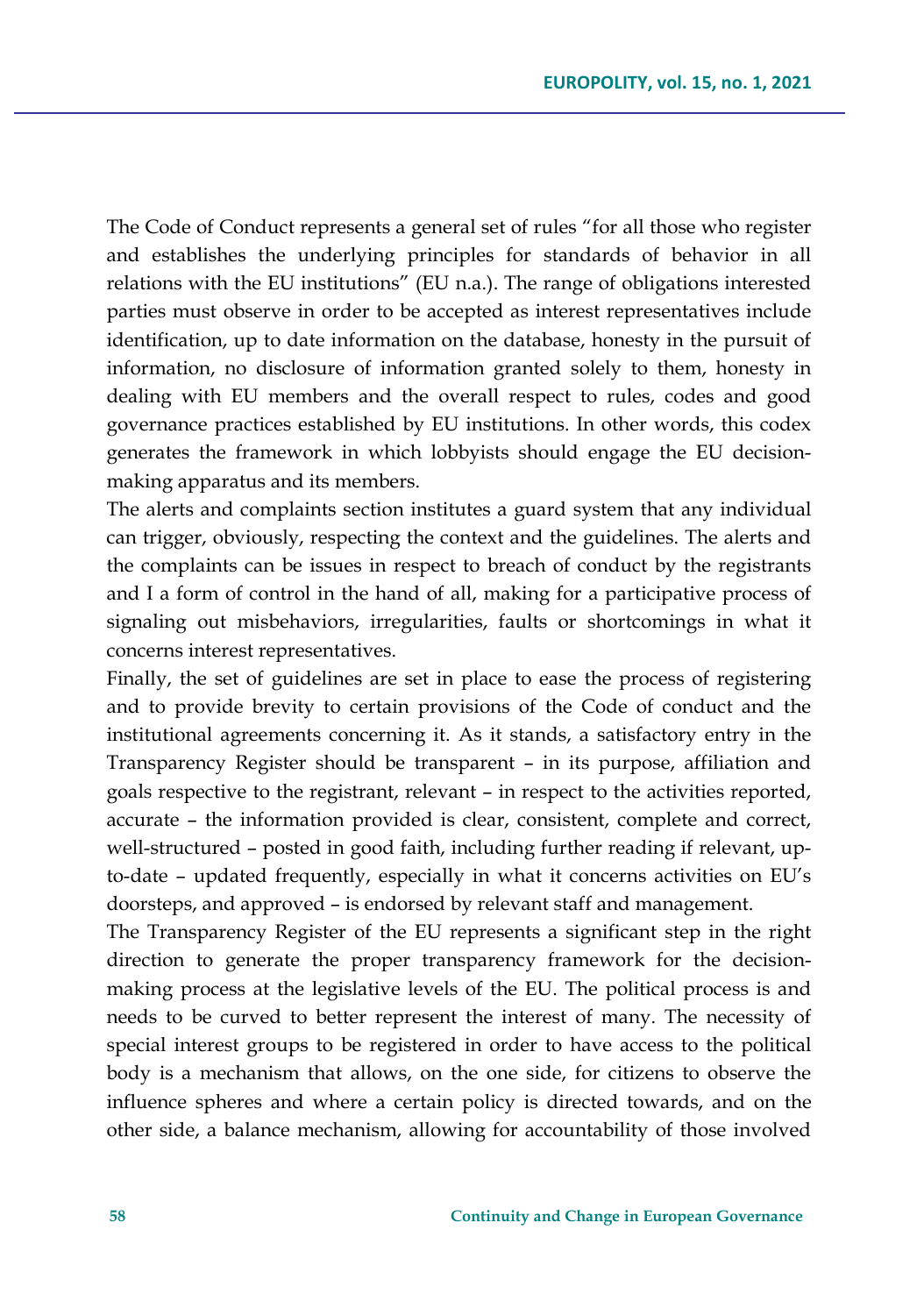The Code of Conduct represents a general set of rules "for all those who register and establishes the underlying principles for standards of behavior in all relations with the EU institutions" (EU n.a.). The range of obligations interested parties must observe in order to be accepted as interest representatives include identification, up to date information on the database, honesty in the pursuit of information, no disclosure of information granted solely to them, honesty in dealing with EU members and the overall respect to rules, codes and good governance practices established by EU institutions. In other words, this codex generates the framework in which lobbyists should engage the EU decision-making apparatus and its members.

The alerts and complaints section institutes a guard system that any individual can trigger, obviously, respecting the context and the guidelines. The alerts and the complaints can be issues in respect to breach of conduct by the registrants and I a form of control in the hand of all, making for a participative process of signaling out misbehaviors, irregularities, faults or shortcomings in what it concerns interest representatives.

Finally, the set of guidelines are set in place to ease the process of registering and to provide brevity to certain provisions of the Code of conduct and the institutional agreements concerning it. As it stands, a satisfactory entry in the Transparency Register should be transparent – in its purpose, affiliation and goals respective to the registrant, relevant – in respect to the activities reported, accurate – the information provided is clear, consistent, complete and correct, well-structured – posted in good faith, including further reading if relevant, up-to-date – updated frequently, especially in what it concerns activities on EU's doorsteps, and approved – is endorsed by relevant staff and management.

The Transparency Register of the EU represents a significant step in the right direction to generate the proper transparency framework for the decision-making process at the legislative levels of the EU. The political process is and needs to be curved to better represent the interest of many. The necessity of special interest groups to be registered in order to have access to the political body is a mechanism that allows, on the one side, for citizens to observe the influence spheres and where a certain policy is directed towards, and on the other side, a balance mechanism, allowing for accountability of those involved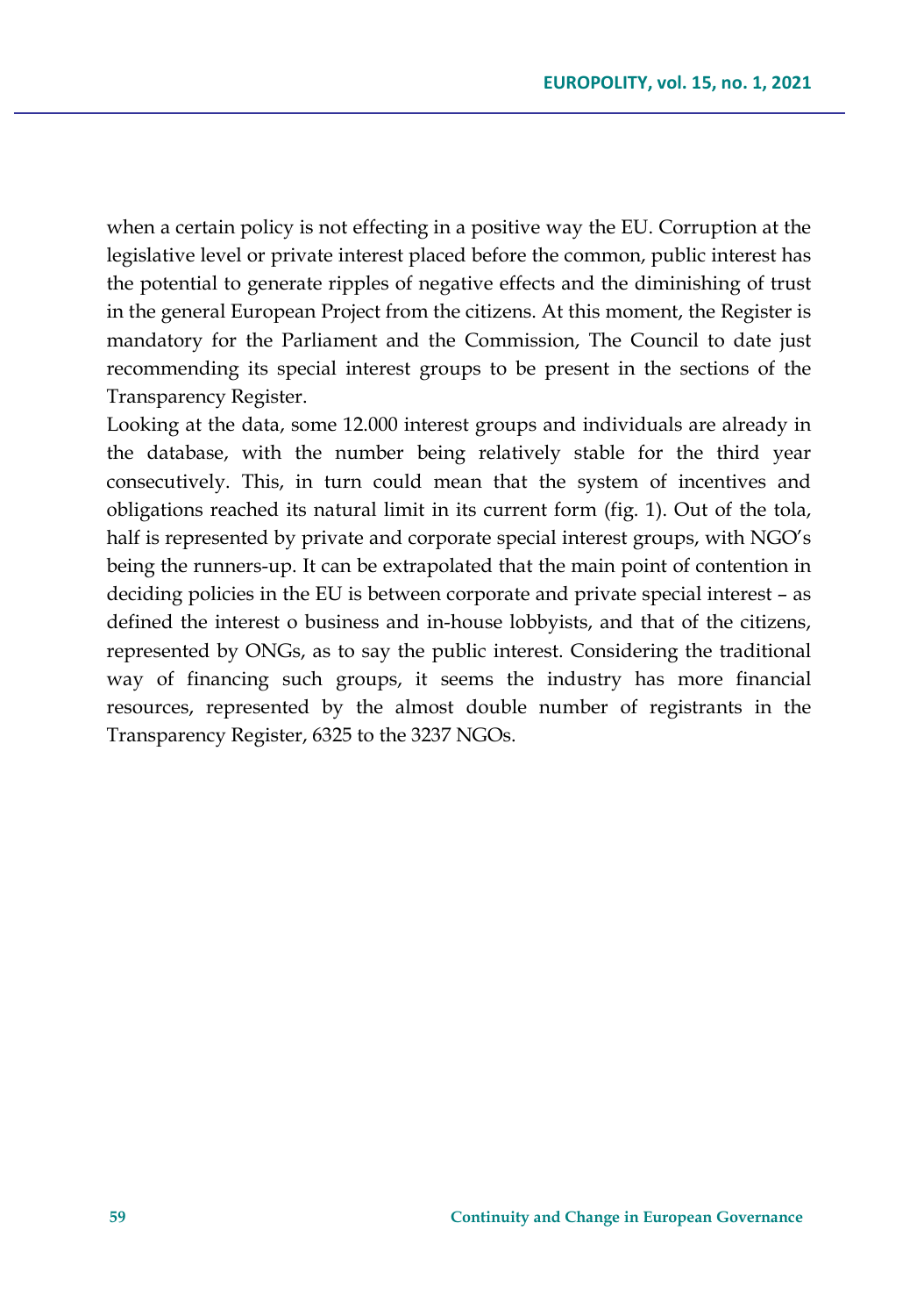when a certain policy is not effecting in a positive way the EU. Corruption at the legislative level or private interest placed before the common, public interest has the potential to generate ripples of negative effects and the diminishing of trust in the general European Project from the citizens. At this moment, the Register is mandatory for the Parliament and the Commission, The Council to date just recommending its special interest groups to be present in the sections of the Transparency Register.

Looking at the data, some 12.000 interest groups and individuals are already in the database, with the number being relatively stable for the third year consecutively. This, in turn could mean that the system of incentives and obligations reached its natural limit in its current form (fig. 1). Out of the tola, half is represented by private and corporate special interest groups, with NGO's being the runners-up. It can be extrapolated that the main point of contention in deciding policies in the EU is between corporate and private special interest – as defined the interest o business and in-house lobbyists, and that of the citizens, represented by ONGs, as to say the public interest. Considering the traditional way of financing such groups, it seems the industry has more financial resources, represented by the almost double number of registrants in the Transparency Register, 6325 to the 3237 NGOs.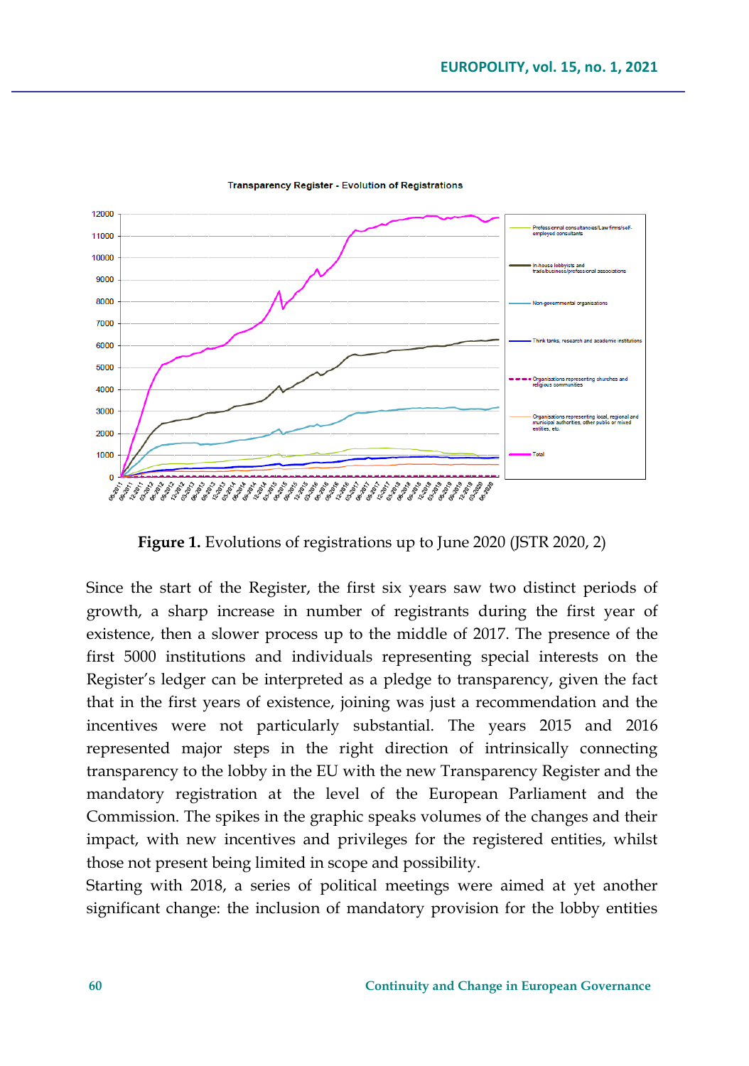**Figure 1.** Evolutions of registrations up to June 2020 (JSTR 2020, 2)

Since the start of the Register, the first six years saw two distinct periods of growth, a sharp increase in number of registrants during the first year of existence, then a slower process up to the middle of 2017. The presence of the first 5000 institutions and individuals representing special interests on the Register's ledger can be interpreted as a pledge to transparency, given the fact that in the first years of existence, joining was just a recommendation and the incentives were not particularly substantial. The years 2015 and 2016 represented major steps in the right direction of intrinsically connecting transparency to the lobby in the EU with the new Transparency Register and the mandatory registration at the level of the European Parliament and the Commission. The spikes in the graphic speaks volumes of the changes and their impact, with new incentives and privileges for the registered entities, whilst those not present being limited in scope and possibility.

Starting with 2018, a series of political meetings were aimed at yet another significant change: the inclusion of mandatory provision for the lobby entities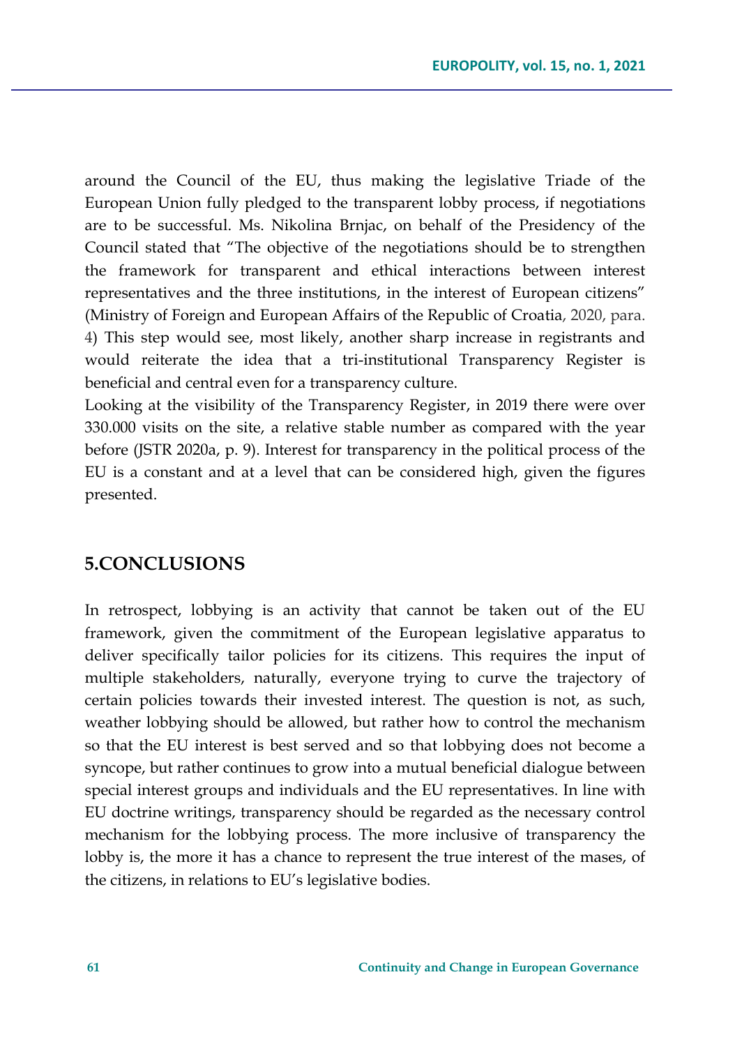around the Council of the EU, thus making the legislative Triade of the European Union fully pledged to the transparent lobby process, if negotiations are to be successful. Ms. Nikolina Brnjac, on behalf of the Presidency of the Council stated that "The objective of the negotiations should be to strengthen the framework for transparent and ethical interactions between interest representatives and the three institutions, in the interest of European citizens" (Ministry of Foreign and European Affairs of the Republic of Croatia, 2020, para. 4) This step would see, most likely, another sharp increase in registrants and would reiterate the idea that a tri-institutional Transparency Register is beneficial and central even for a transparency culture.

Looking at the visibility of the Transparency Register, in 2019 there were over 330.000 visits on the site, a relative stable number as compared with the year before (JSTR 2020a, p. 9). Interest for transparency in the political process of the EU is a constant and at a level that can be considered high, given the figures presented.

## 5.CONCLUSIONS

In retrospect, lobbying is an activity that cannot be taken out of the EU framework, given the commitment of the European legislative apparatus to deliver specifically tailor policies for its citizens. This requires the input of multiple stakeholders, naturally, everyone trying to curve the trajectory of certain policies towards their invested interest. The question is not, as such, weather lobbying should be allowed, but rather how to control the mechanism so that the EU interest is best served and so that lobbying does not become a syncope, but rather continues to grow into a mutual beneficial dialogue between special interest groups and individuals and the EU representatives. In line with EU doctrine writings, transparency should be regarded as the necessary control mechanism for the lobbying process. The more inclusive of transparency the lobby is, the more it has a chance to represent the true interest of the mases, of the citizens, in relations to EU's legislative bodies.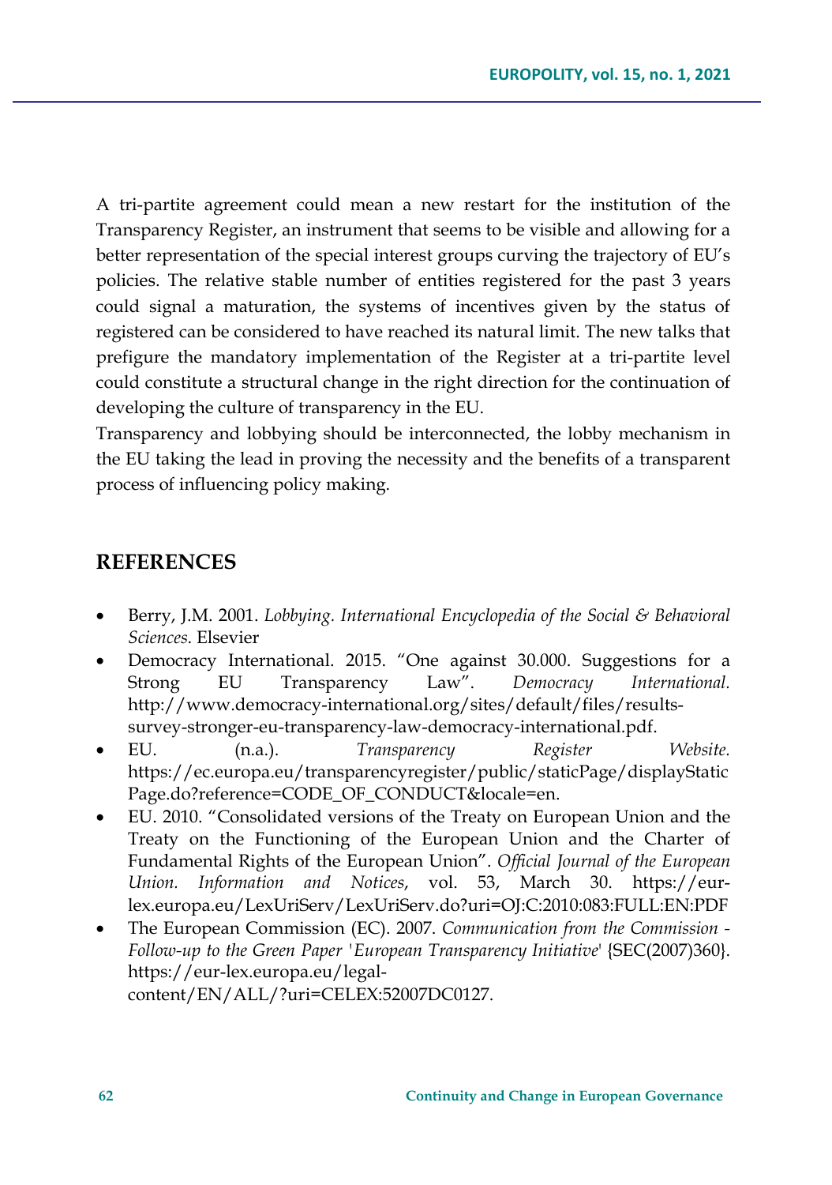A tri-partite agreement could mean a new restart for the institution of the Transparency Register, an instrument that seems to be visible and allowing for a better representation of the special interest groups curving the trajectory of EU's policies. The relative stable number of entities registered for the past 3 years could signal a maturation, the systems of incentives given by the status of registered can be considered to have reached its natural limit. The new talks that prefigure the mandatory implementation of the Register at a tri-partite level could constitute a structural change in the right direction for the continuation of developing the culture of transparency in the EU.

Transparency and lobbying should be interconnected, the lobby mechanism in the EU taking the lead in proving the necessity and the benefits of a transparent process of influencing policy making.

## REFERENCES

- Berry, J.M. 2001. *Lobbying. International Encyclopedia of the Social & Behavioral Sciences*. Elsevier
- Democracy International. 2015. "One against 30.000. Suggestions for a Strong EU Transparency Law". *Democracy International.* http://www.democracy-international.org/sites/default/files/results-survey-stronger-eu-transparency-law-democracy-international.pdf.
- EU. (n.a.). *Transparency Register Website.* https://ec.europa.eu/transparencyregister/public/staticPage/displayStaticPage.do?reference=CODE_OF_CONDUCT&locale=en.
- EU. 2010. "Consolidated versions of the Treaty on European Union and the Treaty on the Functioning of the European Union and the Charter of Fundamental Rights of the European Union". *Official Journal of the European Union. Information and Notices*, vol. 53, March 30. https://eur-lex.europa.eu/LexUriServ/LexUriServ.do?uri=OJ:C:2010:083:FULL:EN:PDF
- The European Commission (EC). 2007. *Communication from the Commission - Follow-up to the Green Paper 'European Transparency Initiative'* {SEC(2007)360}. https://eur-lex.europa.eu/legal-content/EN/ALL/?uri=CELEX:52007DC0127.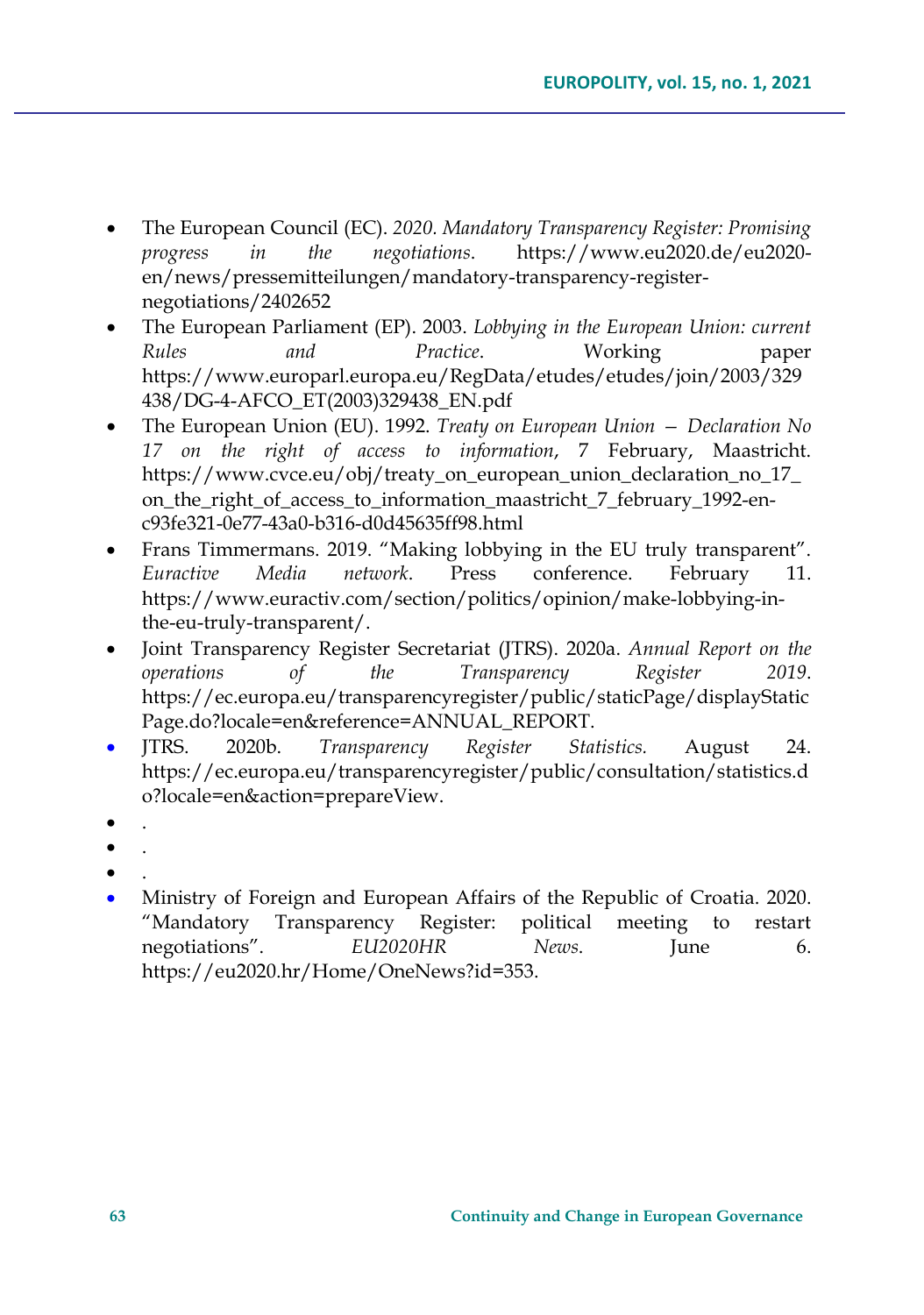- The European Council (EC). *2020. Mandatory Transparency Register: Promising progress in the negotiations*. https://www.eu2020.de/eu2020-en/news/pressemitteilungen/mandatory-transparency-register-negotiations/2402652
- The European Parliament (EP). 2003. *Lobbying in the European Union: current Rules and Practice*. Working paper https://www.europarl.europa.eu/RegData/etudes/etudes/join/2003/329438/DG-4-AFCO_ET(2003)329438_EN.pdf
- The European Union (EU). 1992. *Treaty on European Union – Declaration No 17 on the right of access to information*, 7 February, Maastricht. https://www.cvce.eu/obj/treaty_on_european_union_declaration_no_17_on_the_right_of_access_to_information_maastricht_7_february_1992-en-c93fe321-0e77-43a0-b316-d0d45635ff98.html
- Frans Timmermans. 2019. "Making lobbying in the EU truly transparent". *Euractive Media network*. Press conference. February 11. https://www.euractiv.com/section/politics/opinion/make-lobbying-in-the-eu-truly-transparent/.
- Joint Transparency Register Secretariat (JTRS). 2020a. *Annual Report on the operations of the Transparency Register 2019*. https://ec.europa.eu/transparencyregister/public/staticPage/displayStaticPage.do?locale=en&reference=ANNUAL_REPORT.
- JTRS. 2020b. *Transparency Register Statistics.* August 24. https://ec.europa.eu/transparencyregister/public/consultation/statistics.do?locale=en&action=prepareView.
- .
- .
- .
- Ministry of Foreign and European Affairs of the Republic of Croatia. 2020. "Mandatory Transparency Register: political meeting to restart negotiations". *EU2020HR News*. June 6. https://eu2020.hr/Home/OneNews?id=353.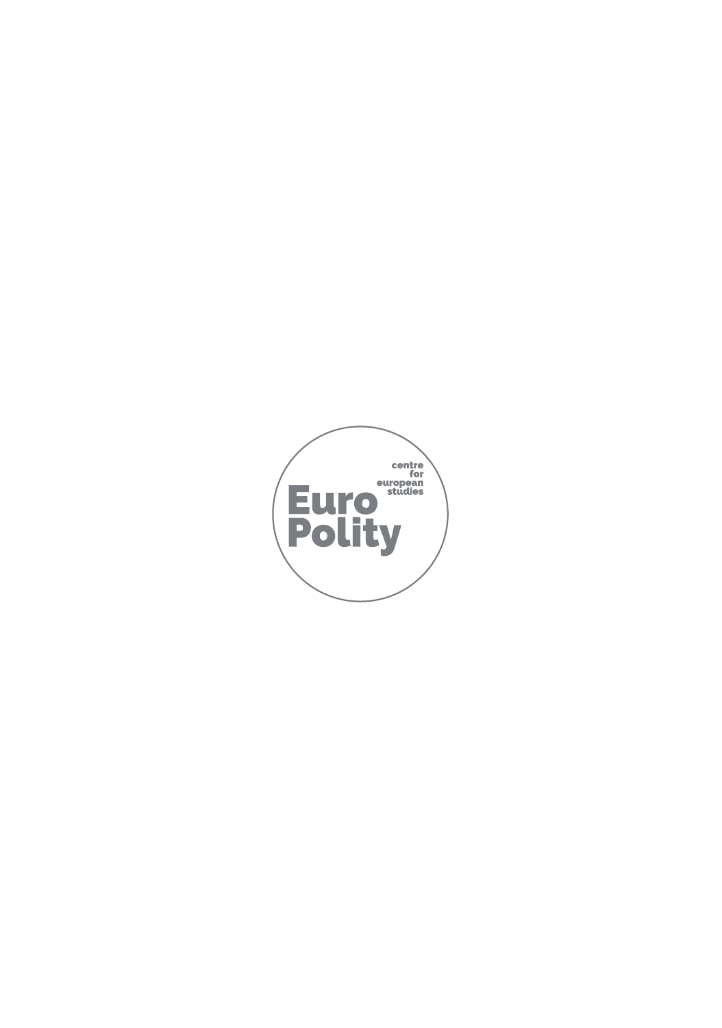centre
for
european
studies

Euro
Polity